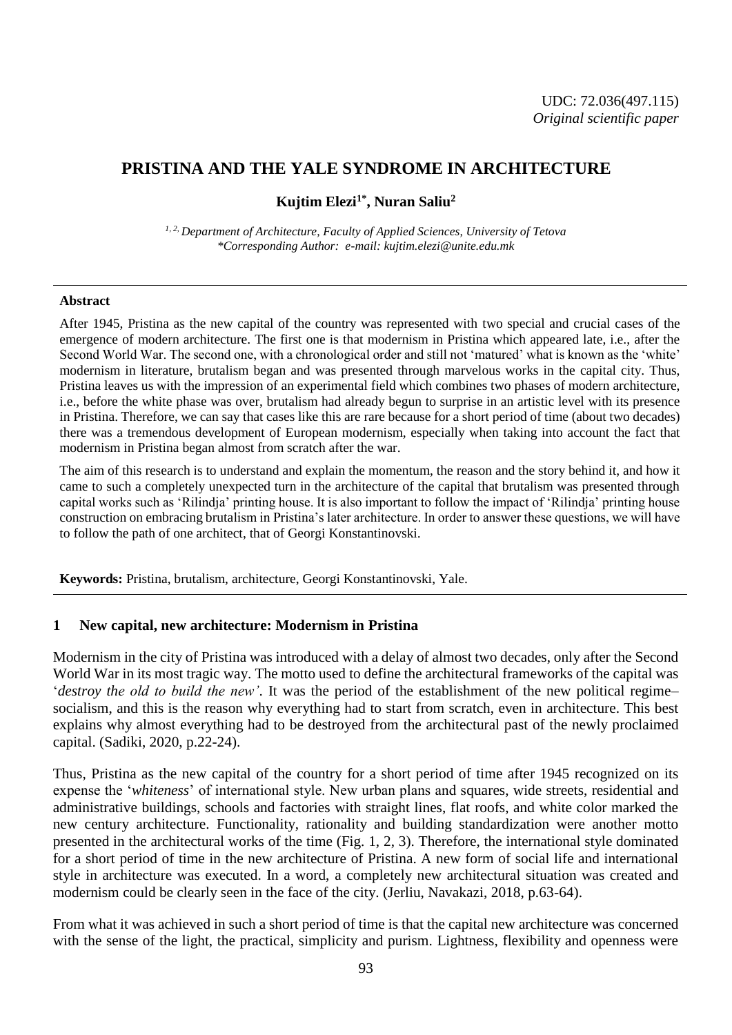UDC: 72.036(497.115)
*Original scientific paper*

# PRISTINA AND THE YALE SYNDROME IN ARCHITECTURE

**Kujtim Elezi[1*], Nuran Saliu[2]**

*[1, 2] Department of Architecture, Faculty of Applied Sciences, University of Tetova*
*\*Corresponding Author: e-mail: kujtim.elezi@unite.edu.mk*

---

**Abstract**

After 1945, Pristina as the new capital of the country was represented with two special and crucial cases of the emergence of modern architecture. The first one is that modernism in Pristina which appeared late, i.e., after the Second World War. The second one, with a chronological order and still not 'matured' what is known as the 'white' modernism in literature, brutalism began and was presented through marvelous works in the capital city. Thus, Pristina leaves us with the impression of an experimental field which combines two phases of modern architecture, i.e., before the white phase was over, brutalism had already begun to surprise in an artistic level with its presence in Pristina. Therefore, we can say that cases like this are rare because for a short period of time (about two decades) there was a tremendous development of European modernism, especially when taking into account the fact that modernism in Pristina began almost from scratch after the war.

The aim of this research is to understand and explain the momentum, the reason and the story behind it, and how it came to such a completely unexpected turn in the architecture of the capital that brutalism was presented through capital works such as 'Rilindja' printing house. It is also important to follow the impact of 'Rilindja' printing house construction on embracing brutalism in Pristina's later architecture. In order to answer these questions, we will have to follow the path of one architect, that of Georgi Konstantinovski.

**Keywords:** Pristina, brutalism, architecture, Georgi Konstantinovski, Yale.

---

## 1 New capital, new architecture: Modernism in Pristina

Modernism in the city of Pristina was introduced with a delay of almost two decades, only after the Second World War in its most tragic way. The motto used to define the architectural frameworks of the capital was '*destroy the old to build the new'*. It was the period of the establishment of the new political regime– socialism, and this is the reason why everything had to start from scratch, even in architecture. This best explains why almost everything had to be destroyed from the architectural past of the newly proclaimed capital. (Sadiki, 2020, p.22-24).

Thus, Pristina as the new capital of the country for a short period of time after 1945 recognized on its expense the '*whiteness*' of international style. New urban plans and squares, wide streets, residential and administrative buildings, schools and factories with straight lines, flat roofs, and white color marked the new century architecture. Functionality, rationality and building standardization were another motto presented in the architectural works of the time (Fig. 1, 2, 3). Therefore, the international style dominated for a short period of time in the new architecture of Pristina. A new form of social life and international style in architecture was executed. In a word, a completely new architectural situation was created and modernism could be clearly seen in the face of the city. (Jerliu, Navakazi, 2018, p.63-64).

From what it was achieved in such a short period of time is that the capital new architecture was concerned with the sense of the light, the practical, simplicity and purism. Lightness, flexibility and openness were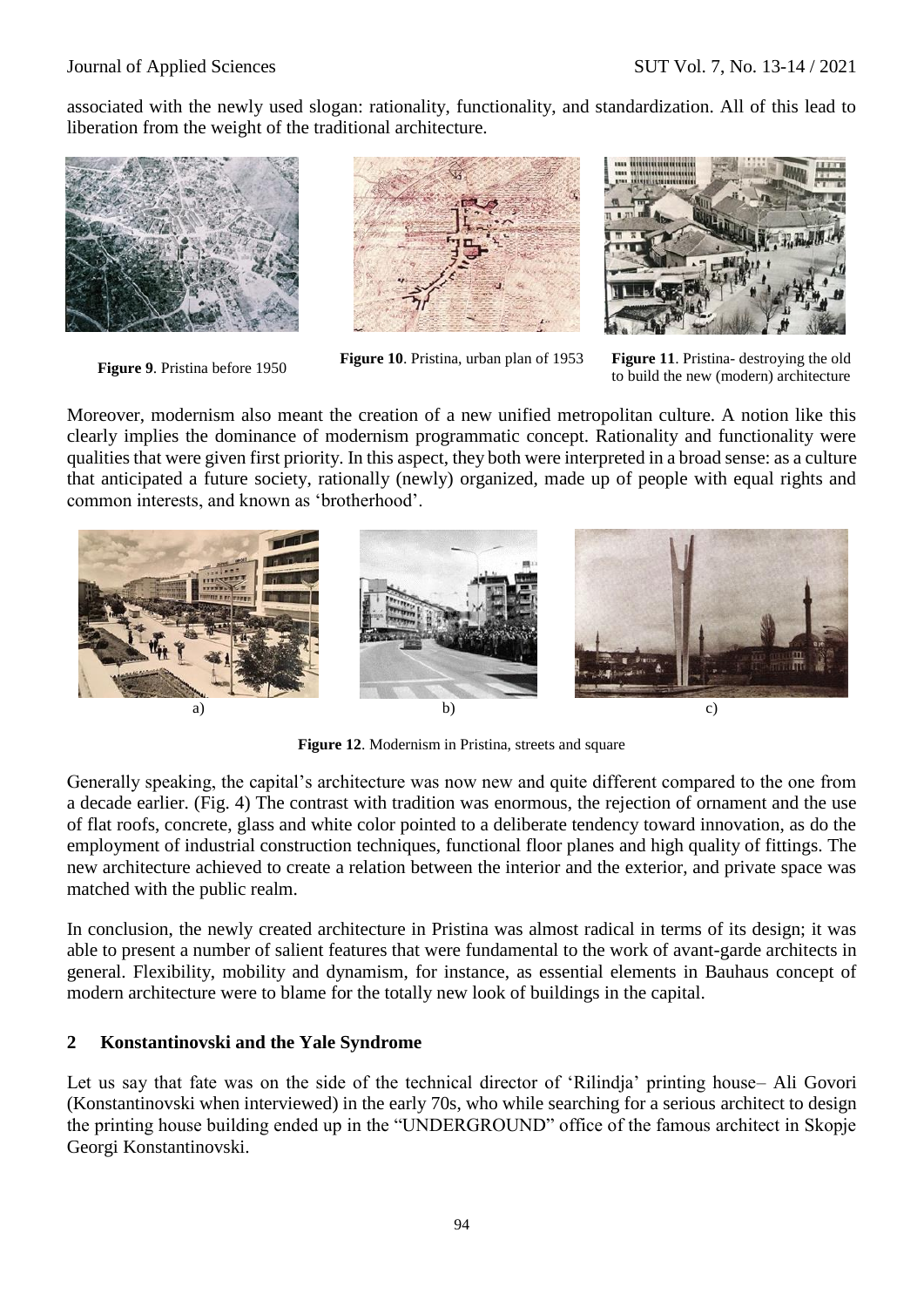associated with the newly used slogan: rationality, functionality, and standardization. All of this lead to liberation from the weight of the traditional architecture.

**Figure 9**. Pristina before 1950

**Figure 10**. Pristina, urban plan of 1953

**Figure 11**. Pristina- destroying the old to build the new (modern) architecture

Moreover, modernism also meant the creation of a new unified metropolitan culture. A notion like this clearly implies the dominance of modernism programmatic concept. Rationality and functionality were qualities that were given first priority. In this aspect, they both were interpreted in a broad sense: as a culture that anticipated a future society, rationally (newly) organized, made up of people with equal rights and common interests, and known as 'brotherhood'.

a) b) c)

**Figure 12**. Modernism in Pristina, streets and square

Generally speaking, the capital's architecture was now new and quite different compared to the one from a decade earlier. (Fig. 4) The contrast with tradition was enormous, the rejection of ornament and the use of flat roofs, concrete, glass and white color pointed to a deliberate tendency toward innovation, as do the employment of industrial construction techniques, functional floor planes and high quality of fittings. The new architecture achieved to create a relation between the interior and the exterior, and private space was matched with the public realm.

In conclusion, the newly created architecture in Pristina was almost radical in terms of its design; it was able to present a number of salient features that were fundamental to the work of avant-garde architects in general. Flexibility, mobility and dynamism, for instance, as essential elements in Bauhaus concept of modern architecture were to blame for the totally new look of buildings in the capital.

## 2 Konstantinovski and the Yale Syndrome

Let us say that fate was on the side of the technical director of 'Rilindja' printing house– Ali Govori (Konstantinovski when interviewed) in the early 70s, who while searching for a serious architect to design the printing house building ended up in the "UNDERGROUND" office of the famous architect in Skopje Georgi Konstantinovski.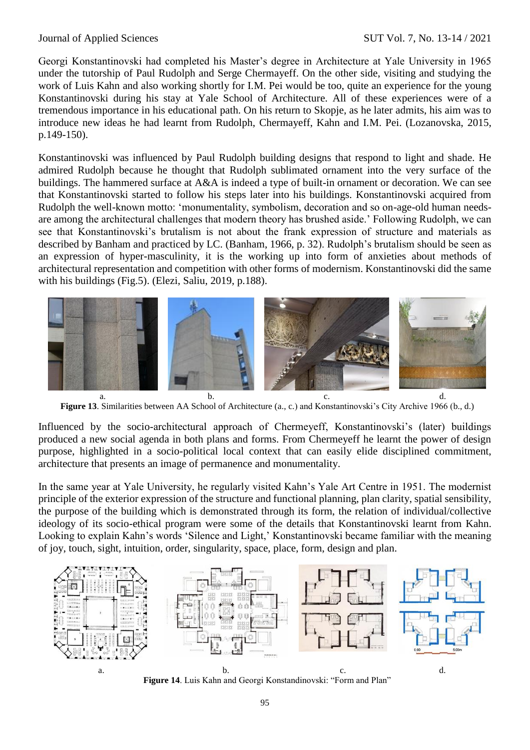Georgi Konstantinovski had completed his Master's degree in Architecture at Yale University in 1965 under the tutorship of Paul Rudolph and Serge Chermayeff. On the other side, visiting and studying the work of Luis Kahn and also working shortly for I.M. Pei would be too, quite an experience for the young Konstantinovski during his stay at Yale School of Architecture. All of these experiences were of a tremendous importance in his educational path. On his return to Skopje, as he later admits, his aim was to introduce new ideas he had learnt from Rudolph, Chermayeff, Kahn and I.M. Pei. (Lozanovska, 2015, p.149-150).

Konstantinovski was influenced by Paul Rudolph building designs that respond to light and shade. He admired Rudolph because he thought that Rudolph sublimated ornament into the very surface of the buildings. The hammered surface at A&A is indeed a type of built-in ornament or decoration. We can see that Konstantinovski started to follow his steps later into his buildings. Konstantinovski acquired from Rudolph the well-known motto: 'monumentality, symbolism, decoration and so on-age-old human needs-are among the architectural challenges that modern theory has brushed aside.' Following Rudolph, we can see that Konstantinovski's brutalism is not about the frank expression of structure and materials as described by Banham and practiced by LC. (Banham, 1966, p. 32). Rudolph's brutalism should be seen as an expression of hyper-masculinity, it is the working up into form of anxieties about methods of architectural representation and competition with other forms of modernism. Konstantinovski did the same with his buildings (Fig.5). (Elezi, Saliu, 2019, p.188).

a. b. c. d.

**Figure 13**. Similarities between AA School of Architecture (a., c.) and Konstantinovski's City Archive 1966 (b., d.)

Influenced by the socio-architectural approach of Chermeyeff, Konstantinovski's (later) buildings produced a new social agenda in both plans and forms. From Chermeyeff he learnt the power of design purpose, highlighted in a socio-political local context that can easily elide disciplined commitment, architecture that presents an image of permanence and monumentality.

In the same year at Yale University, he regularly visited Kahn's Yale Art Centre in 1951. The modernist principle of the exterior expression of the structure and functional planning, plan clarity, spatial sensibility, the purpose of the building which is demonstrated through its form, the relation of individual/collective ideology of its socio-ethical program were some of the details that Konstantinovski learnt from Kahn. Looking to explain Kahn's words 'Silence and Light,' Konstantinovski became familiar with the meaning of joy, touch, sight, intuition, order, singularity, space, place, form, design and plan.

a. b. c. d.

**Figure 14**. Luis Kahn and Georgi Konstandinovski: "Form and Plan"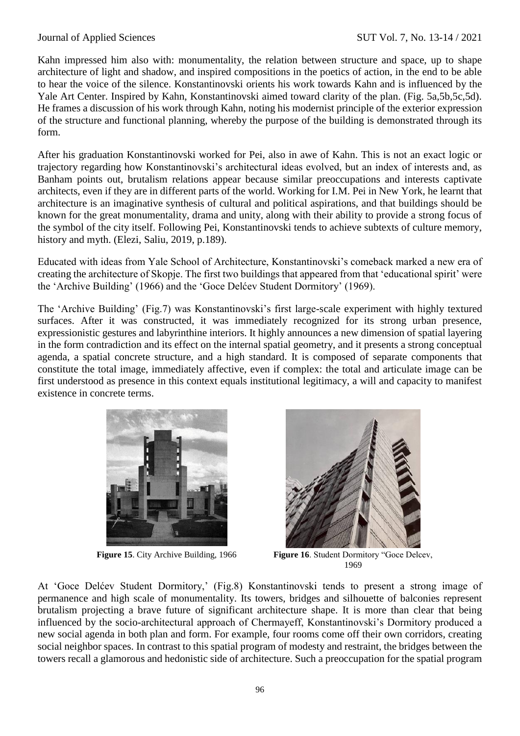Kahn impressed him also with: monumentality, the relation between structure and space, up to shape architecture of light and shadow, and inspired compositions in the poetics of action, in the end to be able to hear the voice of the silence. Konstantinovski orients his work towards Kahn and is influenced by the Yale Art Center. Inspired by Kahn, Konstantinovski aimed toward clarity of the plan. (Fig. 5a,5b,5c,5d). He frames a discussion of his work through Kahn, noting his modernist principle of the exterior expression of the structure and functional planning, whereby the purpose of the building is demonstrated through its form.

After his graduation Konstantinovski worked for Pei, also in awe of Kahn. This is not an exact logic or trajectory regarding how Konstantinovski's architectural ideas evolved, but an index of interests and, as Banham points out, brutalism relations appear because similar preoccupations and interests captivate architects, even if they are in different parts of the world. Working for I.M. Pei in New York, he learnt that architecture is an imaginative synthesis of cultural and political aspirations, and that buildings should be known for the great monumentality, drama and unity, along with their ability to provide a strong focus of the symbol of the city itself. Following Pei, Konstantinovski tends to achieve subtexts of culture memory, history and myth. (Elezi, Saliu, 2019, p.189).

Educated with ideas from Yale School of Architecture, Konstantinovski's comeback marked a new era of creating the architecture of Skopje. The first two buildings that appeared from that 'educational spirit' were the 'Archive Building' (1966) and the 'Goce Delćev Student Dormitory' (1969).

The 'Archive Building' (Fig.7) was Konstantinovski's first large-scale experiment with highly textured surfaces. After it was constructed, it was immediately recognized for its strong urban presence, expressionistic gestures and labyrinthine interiors. It highly announces a new dimension of spatial layering in the form contradiction and its effect on the internal spatial geometry, and it presents a strong conceptual agenda, a spatial concrete structure, and a high standard. It is composed of separate components that constitute the total image, immediately affective, even if complex: the total and articulate image can be first understood as presence in this context equals institutional legitimacy, a will and capacity to manifest existence in concrete terms.

**Figure 15**. City Archive Building, 1966

**Figure 16**. Student Dormitory "Goce Delcev, 1969

At 'Goce Delćev Student Dormitory,' (Fig.8) Konstantinovski tends to present a strong image of permanence and high scale of monumentality. Its towers, bridges and silhouette of balconies represent brutalism projecting a brave future of significant architecture shape. It is more than clear that being influenced by the socio-architectural approach of Chermayeff, Konstantinovski's Dormitory produced a new social agenda in both plan and form. For example, four rooms come off their own corridors, creating social neighbor spaces. In contrast to this spatial program of modesty and restraint, the bridges between the towers recall a glamorous and hedonistic side of architecture. Such a preoccupation for the spatial program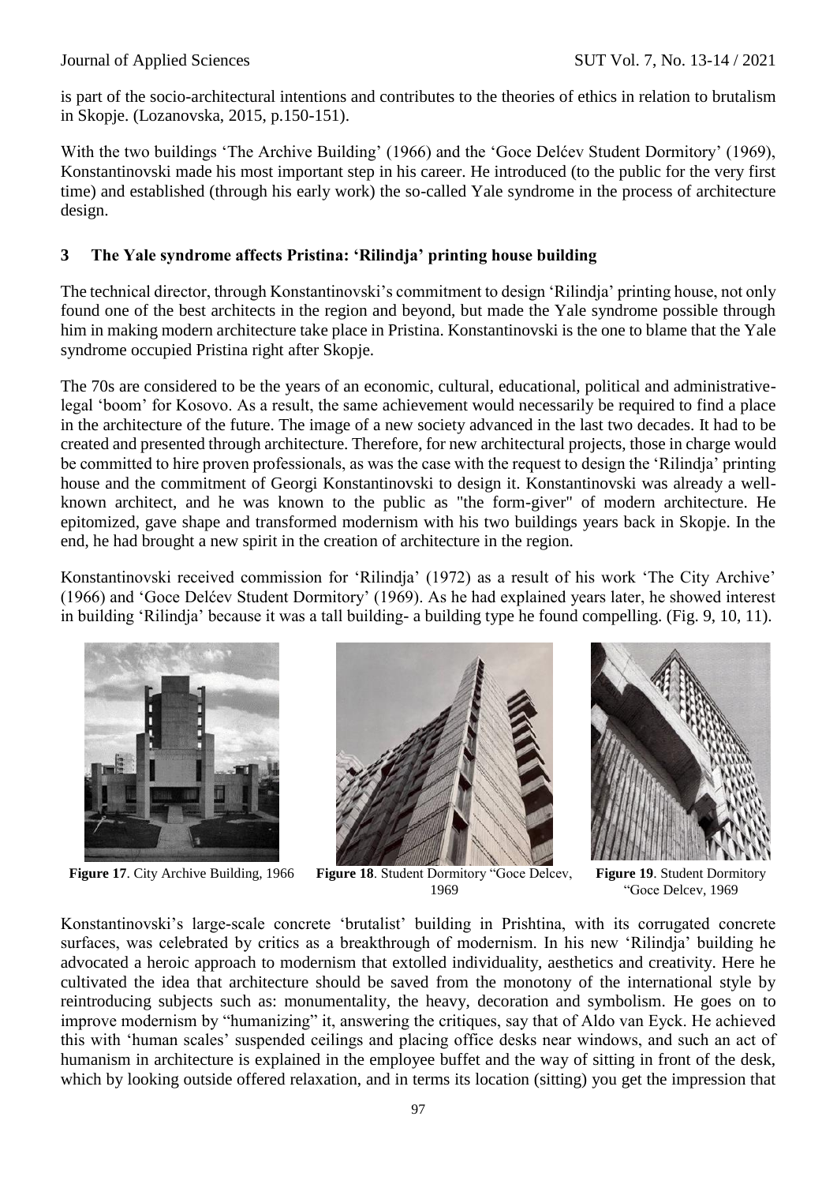is part of the socio-architectural intentions and contributes to the theories of ethics in relation to brutalism in Skopje. (Lozanovska, 2015, p.150-151).

With the two buildings 'The Archive Building' (1966) and the 'Goce Delćev Student Dormitory' (1969), Konstantinovski made his most important step in his career. He introduced (to the public for the very first time) and established (through his early work) the so-called Yale syndrome in the process of architecture design.

## 3 The Yale syndrome affects Pristina: 'Rilindja' printing house building

The technical director, through Konstantinovski's commitment to design 'Rilindja' printing house, not only found one of the best architects in the region and beyond, but made the Yale syndrome possible through him in making modern architecture take place in Pristina. Konstantinovski is the one to blame that the Yale syndrome occupied Pristina right after Skopje.

The 70s are considered to be the years of an economic, cultural, educational, political and administrative-legal 'boom' for Kosovo. As a result, the same achievement would necessarily be required to find a place in the architecture of the future. The image of a new society advanced in the last two decades. It had to be created and presented through architecture. Therefore, for new architectural projects, those in charge would be committed to hire proven professionals, as was the case with the request to design the 'Rilindja' printing house and the commitment of Georgi Konstantinovski to design it. Konstantinovski was already a well-known architect, and he was known to the public as "the form-giver" of modern architecture. He epitomized, gave shape and transformed modernism with his two buildings years back in Skopje. In the end, he had brought a new spirit in the creation of architecture in the region.

Konstantinovski received commission for 'Rilindja' (1972) as a result of his work 'The City Archive' (1966) and 'Goce Delćev Student Dormitory' (1969). As he had explained years later, he showed interest in building 'Rilindja' because it was a tall building- a building type he found compelling. (Fig. 9, 10, 11).

**Figure 17**. City Archive Building, 1966

**Figure 18**. Student Dormitory "Goce Delcev, 1969

**Figure 19**. Student Dormitory "Goce Delcev, 1969

Konstantinovski's large-scale concrete 'brutalist' building in Prishtina, with its corrugated concrete surfaces, was celebrated by critics as a breakthrough of modernism. In his new 'Rilindja' building he advocated a heroic approach to modernism that extolled individuality, aesthetics and creativity. Here he cultivated the idea that architecture should be saved from the monotony of the international style by reintroducing subjects such as: monumentality, the heavy, decoration and symbolism. He goes on to improve modernism by "humanizing" it, answering the critiques, say that of Aldo van Eyck. He achieved this with 'human scales' suspended ceilings and placing office desks near windows, and such an act of humanism in architecture is explained in the employee buffet and the way of sitting in front of the desk, which by looking outside offered relaxation, and in terms its location (sitting) you get the impression that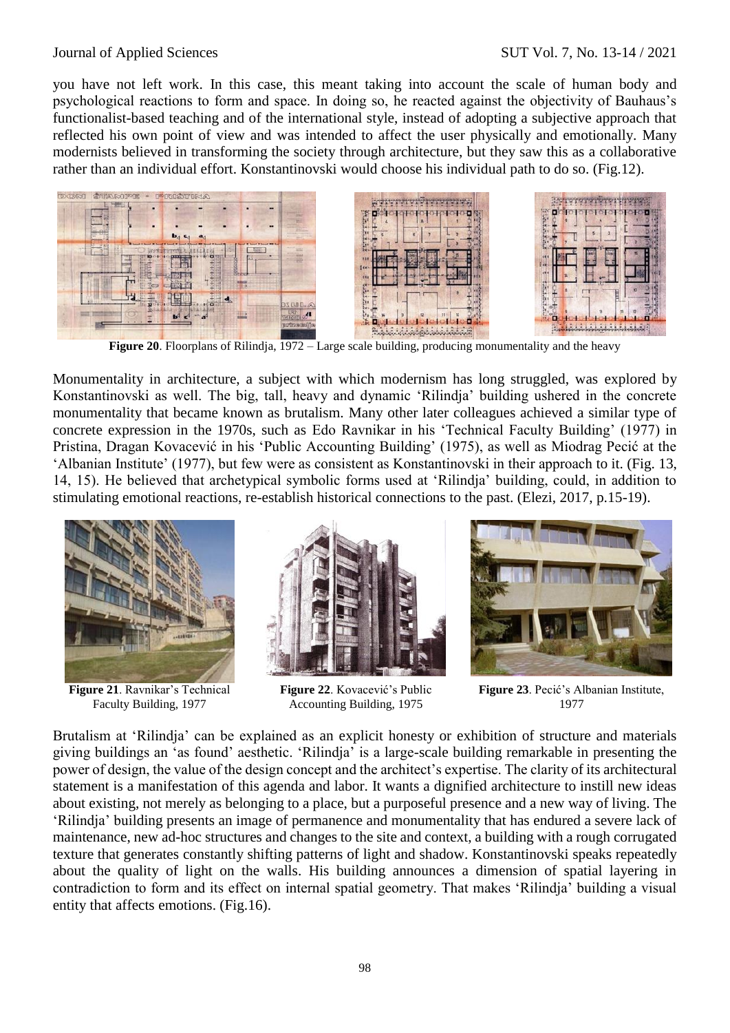you have not left work. In this case, this meant taking into account the scale of human body and psychological reactions to form and space. In doing so, he reacted against the objectivity of Bauhaus's functionalist-based teaching and of the international style, instead of adopting a subjective approach that reflected his own point of view and was intended to affect the user physically and emotionally. Many modernists believed in transforming the society through architecture, but they saw this as a collaborative rather than an individual effort. Konstantinovski would choose his individual path to do so. (Fig.12).

**Figure 20**. Floorplans of Rilindja, 1972 – Large scale building, producing monumentality and the heavy

Monumentality in architecture, a subject with which modernism has long struggled, was explored by Konstantinovski as well. The big, tall, heavy and dynamic 'Rilindja' building ushered in the concrete monumentality that became known as brutalism. Many other later colleagues achieved a similar type of concrete expression in the 1970s, such as Edo Ravnikar in his 'Technical Faculty Building' (1977) in Pristina, Dragan Kovacević in his 'Public Accounting Building' (1975), as well as Miodrag Pecić at the 'Albanian Institute' (1977), but few were as consistent as Konstantinovski in their approach to it. (Fig. 13, 14, 15). He believed that archetypical symbolic forms used at 'Rilindja' building, could, in addition to stimulating emotional reactions, re-establish historical connections to the past. (Elezi, 2017, p.15-19).

**Figure 21**. Ravnikar's Technical Faculty Building, 1977

**Figure 22**. Kovacević's Public Accounting Building, 1975

**Figure 23**. Pecić's Albanian Institute, 1977

Brutalism at 'Rilindja' can be explained as an explicit honesty or exhibition of structure and materials giving buildings an 'as found' aesthetic. 'Rilindja' is a large-scale building remarkable in presenting the power of design, the value of the design concept and the architect's expertise. The clarity of its architectural statement is a manifestation of this agenda and labor. It wants a dignified architecture to instill new ideas about existing, not merely as belonging to a place, but a purposeful presence and a new way of living. The 'Rilindja' building presents an image of permanence and monumentality that has endured a severe lack of maintenance, new ad-hoc structures and changes to the site and context, a building with a rough corrugated texture that generates constantly shifting patterns of light and shadow. Konstantinovski speaks repeatedly about the quality of light on the walls. His building announces a dimension of spatial layering in contradiction to form and its effect on internal spatial geometry. That makes 'Rilindja' building a visual entity that affects emotions. (Fig.16).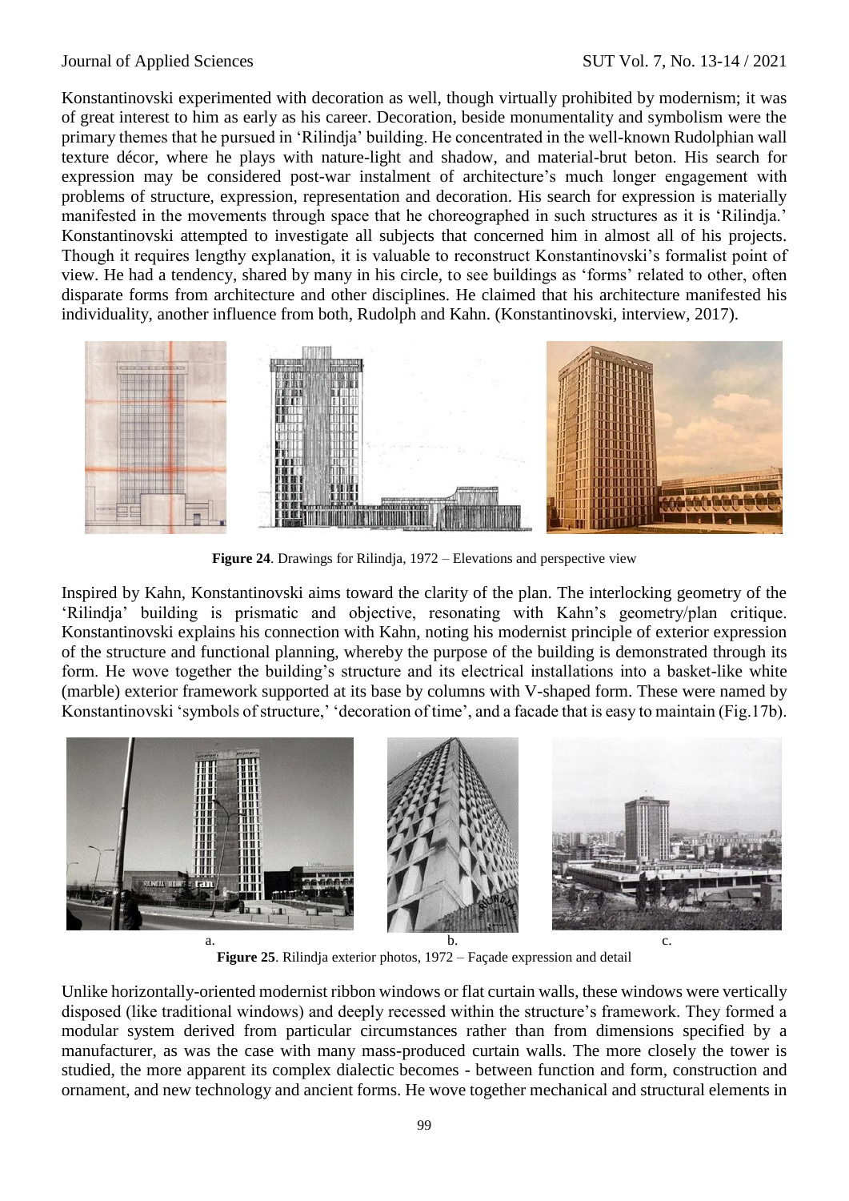Konstantinovski experimented with decoration as well, though virtually prohibited by modernism; it was of great interest to him as early as his career. Decoration, beside monumentality and symbolism were the primary themes that he pursued in 'Rilindja' building. He concentrated in the well-known Rudolphian wall texture décor, where he plays with nature-light and shadow, and material-brut beton. His search for expression may be considered post-war instalment of architecture's much longer engagement with problems of structure, expression, representation and decoration. His search for expression is materially manifested in the movements through space that he choreographed in such structures as it is 'Rilindja.' Konstantinovski attempted to investigate all subjects that concerned him in almost all of his projects. Though it requires lengthy explanation, it is valuable to reconstruct Konstantinovski's formalist point of view. He had a tendency, shared by many in his circle, to see buildings as 'forms' related to other, often disparate forms from architecture and other disciplines. He claimed that his architecture manifested his individuality, another influence from both, Rudolph and Kahn. (Konstantinovski, interview, 2017).

**Figure 24**. Drawings for Rilindja, 1972 – Elevations and perspective view

Inspired by Kahn, Konstantinovski aims toward the clarity of the plan. The interlocking geometry of the 'Rilindja' building is prismatic and objective, resonating with Kahn's geometry/plan critique. Konstantinovski explains his connection with Kahn, noting his modernist principle of exterior expression of the structure and functional planning, whereby the purpose of the building is demonstrated through its form. He wove together the building's structure and its electrical installations into a basket-like white (marble) exterior framework supported at its base by columns with V-shaped form. These were named by Konstantinovski 'symbols of structure,' 'decoration of time', and a facade that is easy to maintain (Fig.17b).

a. b. c.

**Figure 25**. Rilindja exterior photos, 1972 – Façade expression and detail

Unlike horizontally-oriented modernist ribbon windows or flat curtain walls, these windows were vertically disposed (like traditional windows) and deeply recessed within the structure's framework. They formed a modular system derived from particular circumstances rather than from dimensions specified by a manufacturer, as was the case with many mass-produced curtain walls. The more closely the tower is studied, the more apparent its complex dialectic becomes - between function and form, construction and ornament, and new technology and ancient forms. He wove together mechanical and structural elements in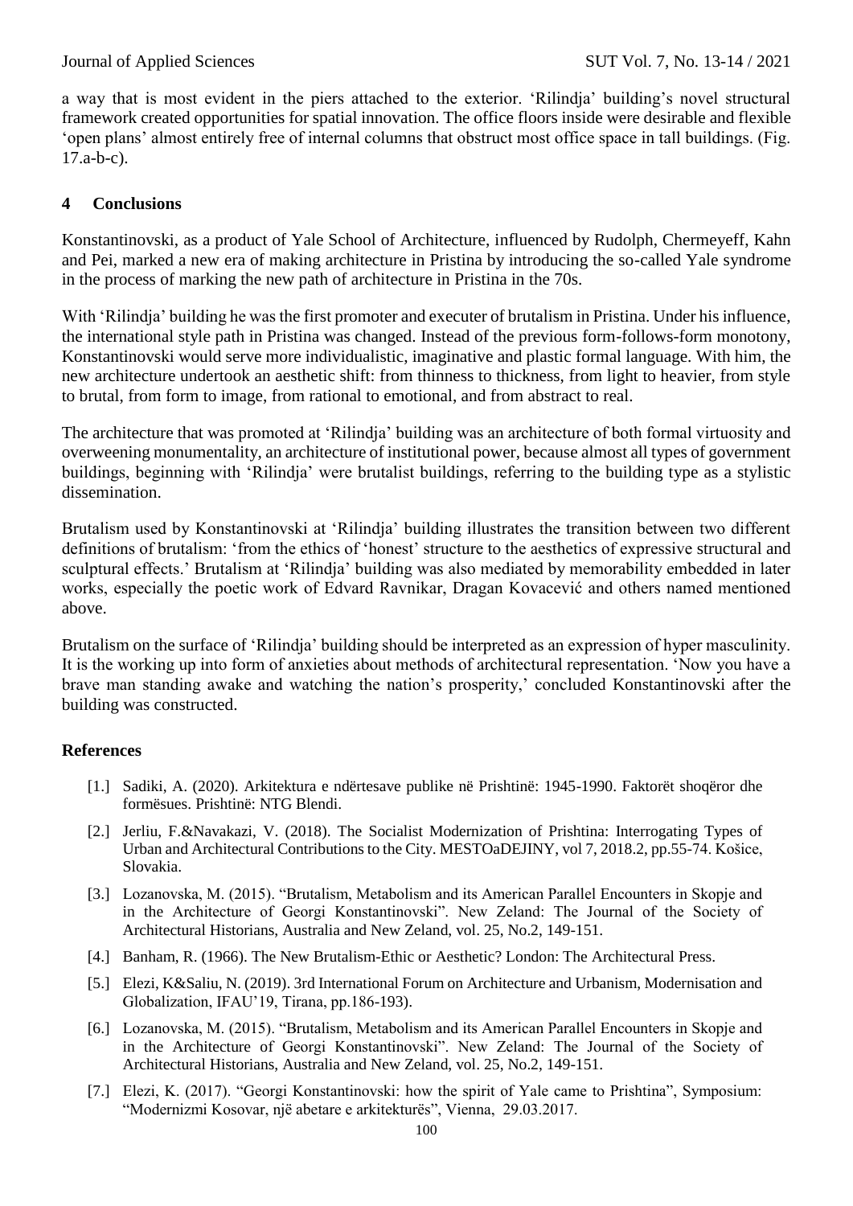a way that is most evident in the piers attached to the exterior. 'Rilindja' building's novel structural framework created opportunities for spatial innovation. The office floors inside were desirable and flexible 'open plans' almost entirely free of internal columns that obstruct most office space in tall buildings. (Fig. 17.a-b-c).

## 4 Conclusions

Konstantinovski, as a product of Yale School of Architecture, influenced by Rudolph, Chermeyeff, Kahn and Pei, marked a new era of making architecture in Pristina by introducing the so-called Yale syndrome in the process of marking the new path of architecture in Pristina in the 70s.

With 'Rilindja' building he was the first promoter and executer of brutalism in Pristina. Under his influence, the international style path in Pristina was changed. Instead of the previous form-follows-form monotony, Konstantinovski would serve more individualistic, imaginative and plastic formal language. With him, the new architecture undertook an aesthetic shift: from thinness to thickness, from light to heavier, from style to brutal, from form to image, from rational to emotional, and from abstract to real.

The architecture that was promoted at 'Rilindja' building was an architecture of both formal virtuosity and overweening monumentality, an architecture of institutional power, because almost all types of government buildings, beginning with 'Rilindja' were brutalist buildings, referring to the building type as a stylistic dissemination.

Brutalism used by Konstantinovski at 'Rilindja' building illustrates the transition between two different definitions of brutalism: 'from the ethics of 'honest' structure to the aesthetics of expressive structural and sculptural effects.' Brutalism at 'Rilindja' building was also mediated by memorability embedded in later works, especially the poetic work of Edvard Ravnikar, Dragan Kovacević and others named mentioned above.

Brutalism on the surface of 'Rilindja' building should be interpreted as an expression of hyper masculinity. It is the working up into form of anxieties about methods of architectural representation. 'Now you have a brave man standing awake and watching the nation's prosperity,' concluded Konstantinovski after the building was constructed.

## References

[1.] Sadiki, A. (2020). Arkitektura e ndërtesave publike në Prishtinë: 1945-1990. Faktorët shoqëror dhe formësues. Prishtinë: NTG Blendi.

[2.] Jerliu, F.&Navakazi, V. (2018). The Socialist Modernization of Prishtina: Interrogating Types of Urban and Architectural Contributions to the City. MESTOaDEJINY, vol 7, 2018.2, pp.55-74. Košice, Slovakia.

[3.] Lozanovska, M. (2015). "Brutalism, Metabolism and its American Parallel Encounters in Skopje and in the Architecture of Georgi Konstantinovski". New Zeland: The Journal of the Society of Architectural Historians, Australia and New Zeland, vol. 25, No.2, 149-151.

[4.] Banham, R. (1966). The New Brutalism-Ethic or Aesthetic? London: The Architectural Press.

[5.] Elezi, K&Saliu, N. (2019). 3rd International Forum on Architecture and Urbanism, Modernisation and Globalization, IFAU'19, Tirana, pp.186-193).

[6.] Lozanovska, M. (2015). "Brutalism, Metabolism and its American Parallel Encounters in Skopje and in the Architecture of Georgi Konstantinovski". New Zeland: The Journal of the Society of Architectural Historians, Australia and New Zeland, vol. 25, No.2, 149-151.

[7.] Elezi, K. (2017). "Georgi Konstantinovski: how the spirit of Yale came to Prishtina", Symposium: "Modernizmi Kosovar, një abetare e arkitekturës", Vienna, 29.03.2017.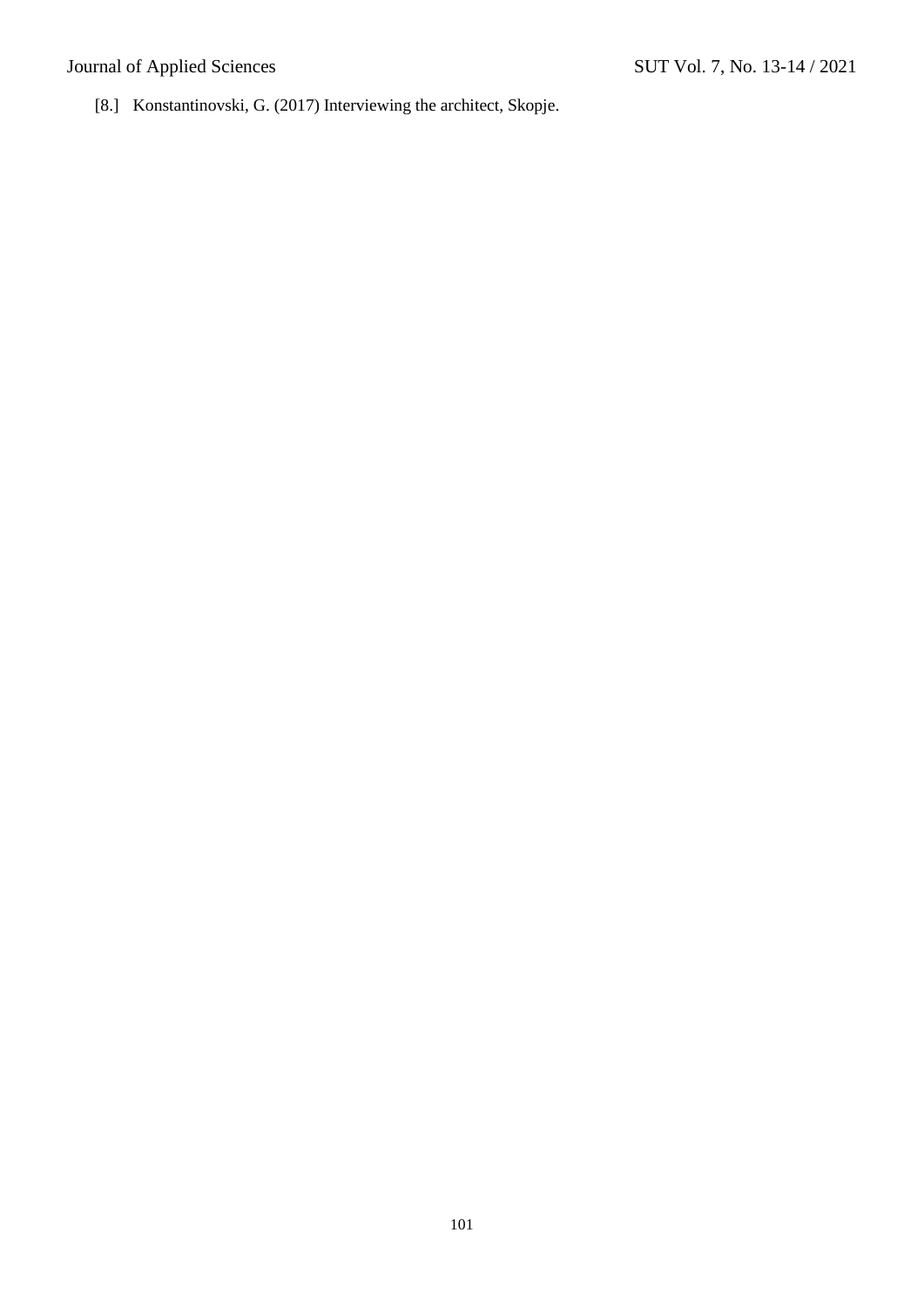[8.] Konstantinovski, G. (2017) Interviewing the architect, Skopje.